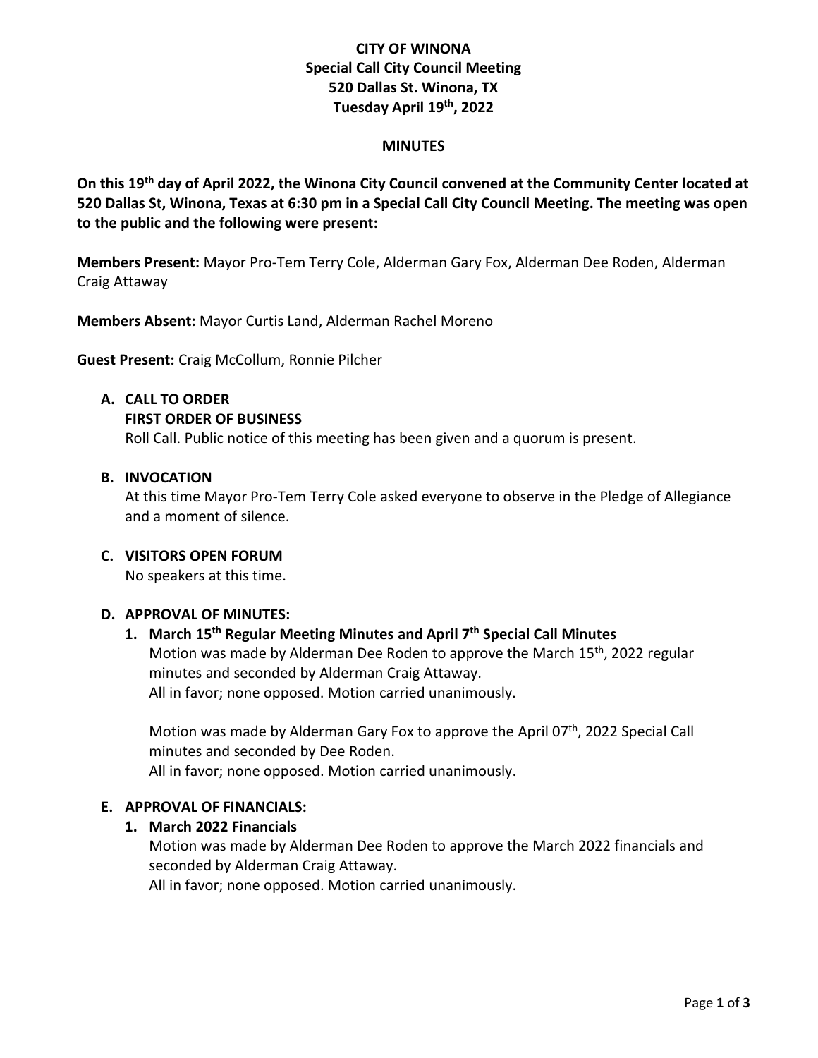**CITY OF WINONA**
**Special Call City Council Meeting**
**520 Dallas St. Winona, TX**
**Tuesday April 19th, 2022**

**MINUTES**

**On this 19th day of April 2022, the Winona City Council convened at the Community Center located at 520 Dallas St, Winona, Texas at 6:30 pm in a Special Call City Council Meeting. The meeting was open to the public and the following were present:**

**Members Present:** Mayor Pro-Tem Terry Cole, Alderman Gary Fox, Alderman Dee Roden, Alderman Craig Attaway

**Members Absent:** Mayor Curtis Land, Alderman Rachel Moreno

**Guest Present:** Craig McCollum, Ronnie Pilcher

**A. CALL TO ORDER**

**FIRST ORDER OF BUSINESS**

Roll Call. Public notice of this meeting has been given and a quorum is present.

**B. INVOCATION**

At this time Mayor Pro-Tem Terry Cole asked everyone to observe in the Pledge of Allegiance and a moment of silence.

**C. VISITORS OPEN FORUM**

No speakers at this time.

**D. APPROVAL OF MINUTES:**

**1. March 15th Regular Meeting Minutes and April 7th Special Call Minutes**

Motion was made by Alderman Dee Roden to approve the March 15th, 2022 regular minutes and seconded by Alderman Craig Attaway.
All in favor; none opposed. Motion carried unanimously.

Motion was made by Alderman Gary Fox to approve the April 07th, 2022 Special Call minutes and seconded by Dee Roden.
All in favor; none opposed. Motion carried unanimously.

**E. APPROVAL OF FINANCIALS:**

**1. March 2022 Financials**

Motion was made by Alderman Dee Roden to approve the March 2022 financials and seconded by Alderman Craig Attaway.
All in favor; none opposed. Motion carried unanimously.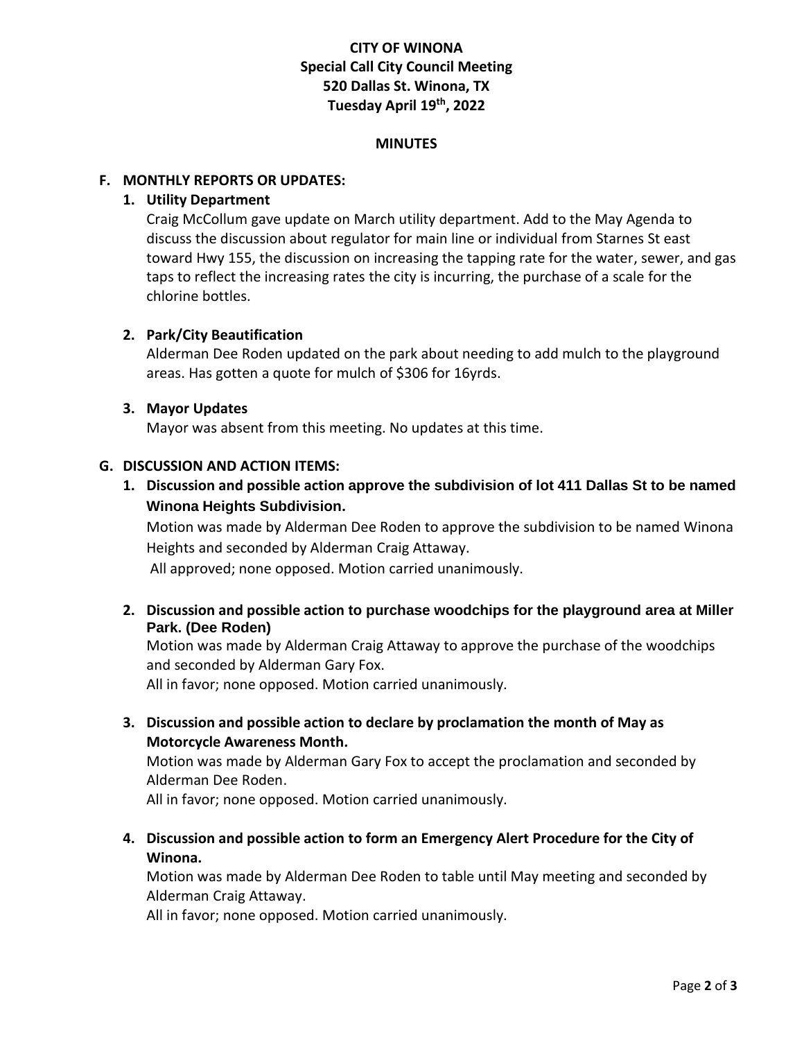**CITY OF WINONA**
**Special Call City Council Meeting**
**520 Dallas St. Winona, TX**
**Tuesday April 19th, 2022**

**MINUTES**

## F. MONTHLY REPORTS OR UPDATES:

### 1. Utility Department

Craig McCollum gave update on March utility department. Add to the May Agenda to discuss the discussion about regulator for main line or individual from Starnes St east toward Hwy 155, the discussion on increasing the tapping rate for the water, sewer, and gas taps to reflect the increasing rates the city is incurring, the purchase of a scale for the chlorine bottles.

### 2. Park/City Beautification

Alderman Dee Roden updated on the park about needing to add mulch to the playground areas. Has gotten a quote for mulch of $306 for 16yrds.

### 3. Mayor Updates

Mayor was absent from this meeting. No updates at this time.

## G. DISCUSSION AND ACTION ITEMS:

### 1. Discussion and possible action approve the subdivision of lot 411 Dallas St to be named Winona Heights Subdivision.

Motion was made by Alderman Dee Roden to approve the subdivision to be named Winona Heights and seconded by Alderman Craig Attaway.

All approved; none opposed. Motion carried unanimously.

### 2. Discussion and possible action to purchase woodchips for the playground area at Miller Park. (Dee Roden)

Motion was made by Alderman Craig Attaway to approve the purchase of the woodchips and seconded by Alderman Gary Fox.

All in favor; none opposed. Motion carried unanimously.

### 3. Discussion and possible action to declare by proclamation the month of May as Motorcycle Awareness Month.

Motion was made by Alderman Gary Fox to accept the proclamation and seconded by Alderman Dee Roden.

All in favor; none opposed. Motion carried unanimously.

### 4. Discussion and possible action to form an Emergency Alert Procedure for the City of Winona.

Motion was made by Alderman Dee Roden to table until May meeting and seconded by Alderman Craig Attaway.

All in favor; none opposed. Motion carried unanimously.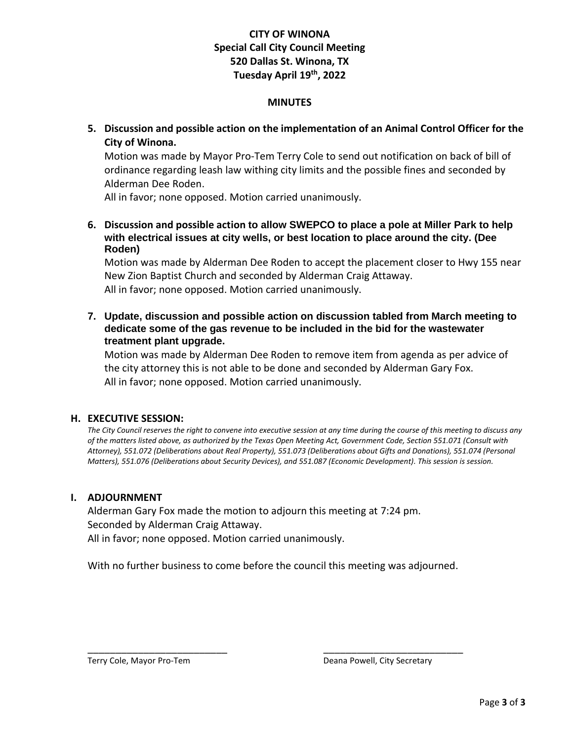**CITY OF WINONA**
**Special Call City Council Meeting**
**520 Dallas St. Winona, TX**
**Tuesday April 19th, 2022**

**MINUTES**

5. **Discussion and possible action on the implementation of an Animal Control Officer for the City of Winona.**

   Motion was made by Mayor Pro-Tem Terry Cole to send out notification on back of bill of ordinance regarding leash law withing city limits and the possible fines and seconded by Alderman Dee Roden.
   All in favor; none opposed. Motion carried unanimously.

6. **Discussion and possible action to allow SWEPCO to place a pole at Miller Park to help with electrical issues at city wells, or best location to place around the city. (Dee Roden)**

   Motion was made by Alderman Dee Roden to accept the placement closer to Hwy 155 near New Zion Baptist Church and seconded by Alderman Craig Attaway.
   All in favor; none opposed. Motion carried unanimously.

7. **Update, discussion and possible action on discussion tabled from March meeting to dedicate some of the gas revenue to be included in the bid for the wastewater treatment plant upgrade.**

   Motion was made by Alderman Dee Roden to remove item from agenda as per advice of the city attorney this is not able to be done and seconded by Alderman Gary Fox.
   All in favor; none opposed. Motion carried unanimously.

## H. EXECUTIVE SESSION:

*The City Council reserves the right to convene into executive session at any time during the course of this meeting to discuss any of the matters listed above, as authorized by the Texas Open Meeting Act, Government Code, Section 551.071 (Consult with Attorney), 551.072 (Deliberations about Real Property), 551.073 (Deliberations about Gifts and Donations), 551.074 (Personal Matters), 551.076 (Deliberations about Security Devices), and 551.087 (Economic Development). This session is session.*

## I. ADJOURNMENT

Alderman Gary Fox made the motion to adjourn this meeting at 7:24 pm.
Seconded by Alderman Craig Attaway.
All in favor; none opposed. Motion carried unanimously.

With no further business to come before the council this meeting was adjourned.

\_\_\_\_\_\_\_\_\_\_\_\_\_\_\_\_\_\_\_\_\_\_\_\_\_\_\_
Terry Cole, Mayor Pro-Tem

\_\_\_\_\_\_\_\_\_\_\_\_\_\_\_\_\_\_\_\_\_\_\_\_\_\_\_
Deana Powell, City Secretary